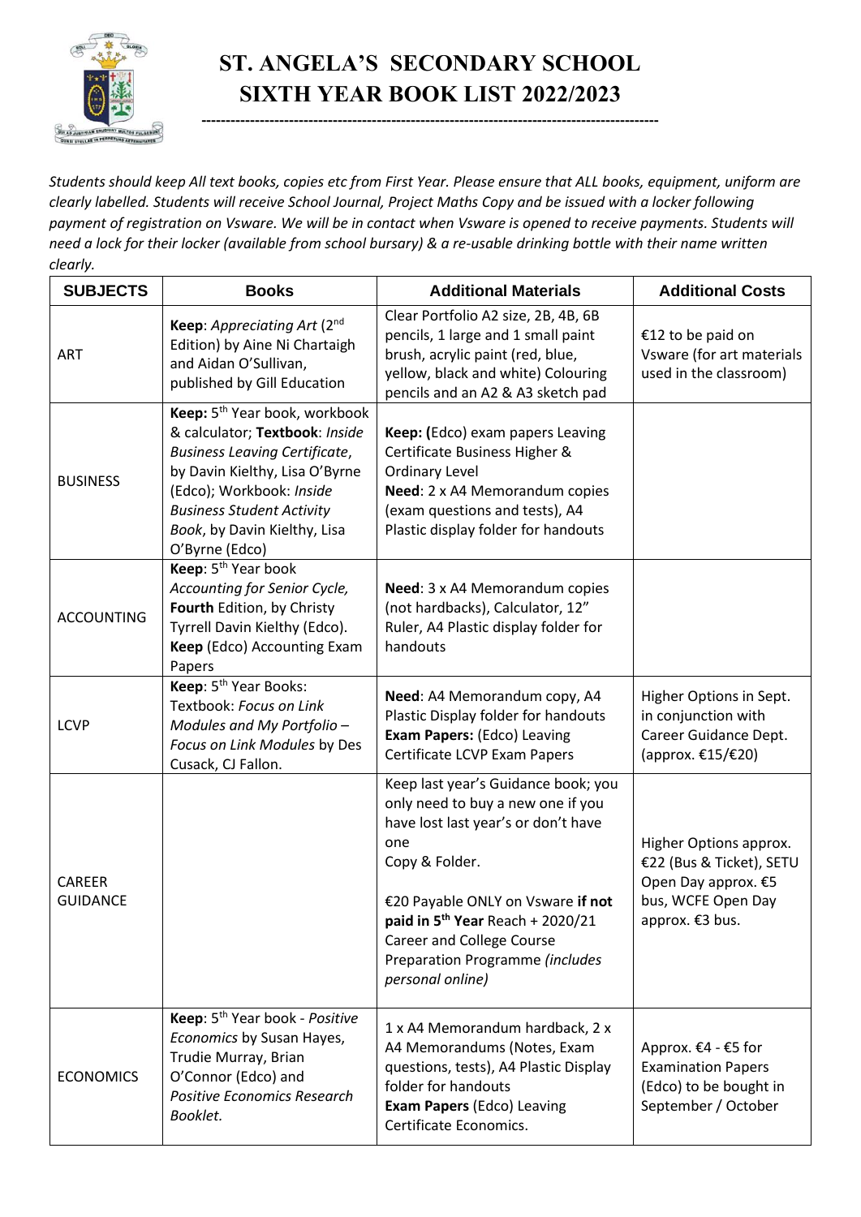# ST. ANGELA'S SECONDARY SCHOOL
# SIXTH YEAR BOOK LIST 2022/2023

*Students should keep All text books, copies etc from First Year. Please ensure that ALL books, equipment, uniform are clearly labelled. Students will receive School Journal, Project Maths Copy and be issued with a locker following payment of registration on Vsware. We will be in contact when Vsware is opened to receive payments. Students will need a lock for their locker (available from school bursary) & a re-usable drinking bottle with their name written clearly.*

| SUBJECTS | Books | Additional Materials | Additional Costs |
|---|---|---|---|
| ART | **Keep**: *Appreciating Art* (2nd Edition) by Aine Ni Chartaigh and Aidan O'Sullivan, published by Gill Education | Clear Portfolio A2 size, 2B, 4B, 6B pencils, 1 large and 1 small paint brush, acrylic paint (red, blue, yellow, black and white) Colouring pencils and an A2 & A3 sketch pad | €12 to be paid on Vsware (for art materials used in the classroom) |
| BUSINESS | **Keep:** 5th Year book, workbook & calculator; **Textbook**: *Inside Business Leaving Certificate*, by Davin Kielthy, Lisa O'Byrne (Edco); Workbook: *Inside Business Student Activity Book*, by Davin Kielthy, Lisa O'Byrne (Edco) | **Keep: (**Edco) exam papers Leaving Certificate Business Higher & Ordinary Level<br>**Need**: 2 x A4 Memorandum copies (exam questions and tests), A4 Plastic display folder for handouts | |
| ACCOUNTING | **Keep**: 5th Year book *Accounting for Senior Cycle,* **Fourth** Edition, by Christy Tyrrell Davin Kielthy (Edco). **Keep** (Edco) Accounting Exam Papers | **Need**: 3 x A4 Memorandum copies (not hardbacks), Calculator, 12" Ruler, A4 Plastic display folder for handouts | |
| LCVP | **Keep**: 5th Year Books: Textbook: *Focus on Link Modules and My Portfolio – Focus on Link Modules* by Des Cusack, CJ Fallon. | **Need**: A4 Memorandum copy, A4 Plastic Display folder for handouts **Exam Papers:** (Edco) Leaving Certificate LCVP Exam Papers | Higher Options in Sept. in conjunction with Career Guidance Dept. (approx. €15/€20) |
| CAREER GUIDANCE | | Keep last year's Guidance book; you only need to buy a new one if you have lost last year's or don't have one<br>Copy & Folder.<br><br>€20 Payable ONLY on Vsware **if not paid in 5th Year** Reach + 2020/21 Career and College Course Preparation Programme *(includes personal online)* | Higher Options approx. €22 (Bus & Ticket), SETU Open Day approx. €5 bus, WCFE Open Day approx. €3 bus. |
| ECONOMICS | **Keep**: 5th Year book - *Positive Economics* by Susan Hayes, Trudie Murray, Brian O'Connor (Edco) and *Positive Economics Research Booklet.* | 1 x A4 Memorandum hardback, 2 x A4 Memorandums (Notes, Exam questions, tests), A4 Plastic Display folder for handouts<br>**Exam Papers** (Edco) Leaving Certificate Economics. | Approx. €4 - €5 for Examination Papers (Edco) to be bought in September / October |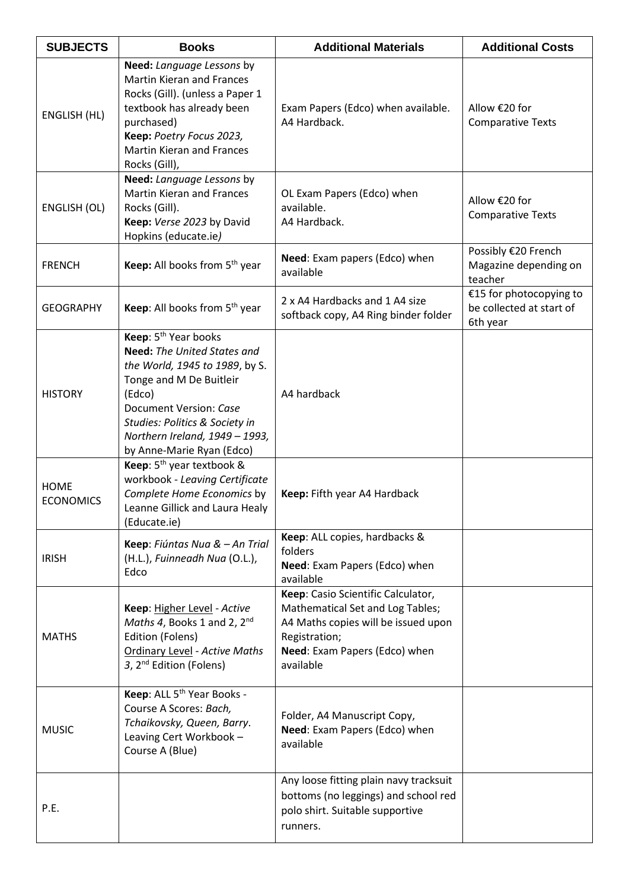| SUBJECTS | Books | Additional Materials | Additional Costs |
|---|---|---|---|
| ENGLISH (HL) | **Need:** *Language Lessons* by Martin Kieran and Frances Rocks (Gill). (unless a Paper 1 textbook has already been purchased)<br>**Keep:** *Poetry Focus 2023,* Martin Kieran and Frances Rocks (Gill), | Exam Papers (Edco) when available.<br>A4 Hardback. | Allow €20 for Comparative Texts |
| ENGLISH (OL) | **Need:** *Language Lessons* by Martin Kieran and Frances Rocks (Gill).<br>**Keep:** *Verse 2023* by David Hopkins (educate.ie*)* | OL Exam Papers (Edco) when available.<br>A4 Hardback. | Allow €20 for Comparative Texts |
| FRENCH | **Keep:** All books from 5th year | **Need**: Exam papers (Edco) when available | Possibly €20 French Magazine depending on teacher |
| GEOGRAPHY | **Keep**: All books from 5th year | 2 x A4 Hardbacks and 1 A4 size softback copy, A4 Ring binder folder | €15 for photocopying to be collected at start of 6th year |
| HISTORY | **Keep**: 5th Year books<br>**Need:** *The United States and the World, 1945 to 1989*, by S. Tonge and M De Buitleir (Edco)<br>Document Version: *Case Studies: Politics & Society in Northern Ireland, 1949 – 1993,* by Anne-Marie Ryan (Edco) | A4 hardback | |
| HOME ECONOMICS | **Keep**: 5th year textbook & workbook - *Leaving Certificate Complete Home Economics* by Leanne Gillick and Laura Healy (Educate.ie) | **Keep:** Fifth year A4 Hardback | |
| IRISH | **Keep**: *Fiúntas Nua & – An Trial* (H.L.), *Fuinneadh Nua* (O.L.), Edco | **Keep**: ALL copies, hardbacks & folders<br>**Need**: Exam Papers (Edco) when available | |
| MATHS | **Keep**: Higher Level - *Active Maths 4*, Books 1 and 2, 2nd Edition (Folens)<br>Ordinary Level - *Active Maths 3*, 2nd Edition (Folens) | **Keep**: Casio Scientific Calculator, Mathematical Set and Log Tables;<br>A4 Maths copies will be issued upon Registration;<br>**Need**: Exam Papers (Edco) when available | |
| MUSIC | **Keep**: ALL 5th Year Books - Course A Scores: *Bach, Tchaikovsky, Queen, Barry*. Leaving Cert Workbook – Course A (Blue) | Folder, A4 Manuscript Copy,<br>**Need**: Exam Papers (Edco) when available | |
| P.E. | | Any loose fitting plain navy tracksuit bottoms (no leggings) and school red polo shirt. Suitable supportive runners. | |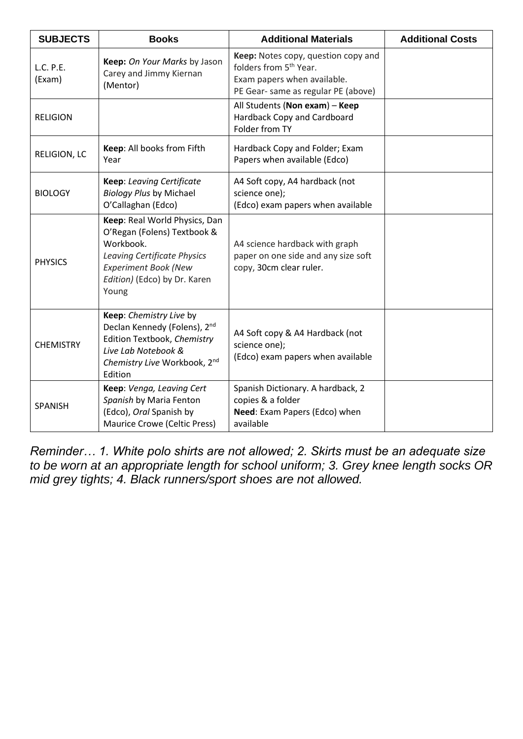| SUBJECTS | Books | Additional Materials | Additional Costs |
|---|---|---|---|
| L.C. P.E. (Exam) | **Keep:** *On Your Marks* by Jason Carey and Jimmy Kiernan (Mentor) | **Keep:** Notes copy, question copy and folders from 5th Year. Exam papers when available. PE Gear- same as regular PE (above) | |
| RELIGION | | All Students (**Non exam**) – **Keep** Hardback Copy and Cardboard Folder from TY | |
| RELIGION, LC | **Keep**: All books from Fifth Year | Hardback Copy and Folder; Exam Papers when available (Edco) | |
| BIOLOGY | **Keep**: *Leaving Certificate Biology Plus* by Michael O'Callaghan (Edco) | A4 Soft copy, A4 hardback (not science one); (Edco) exam papers when available | |
| PHYSICS | **Keep**: Real World Physics, Dan O'Regan (Folens) Textbook & Workbook. *Leaving Certificate Physics Experiment Book (New Edition)* (Edco) by Dr. Karen Young | A4 science hardback with graph paper on one side and any size soft copy, 30cm clear ruler. | |
| CHEMISTRY | **Keep**: *Chemistry Live* by Declan Kennedy (Folens), 2nd Edition Textbook, *Chemistry Live Lab Notebook & Chemistry Live* Workbook, 2nd Edition | A4 Soft copy & A4 Hardback (not science one); (Edco) exam papers when available | |
| SPANISH | **Keep**: *Venga, Leaving Cert Spanish* by Maria Fenton (Edco), *Oral* Spanish by Maurice Crowe (Celtic Press) | Spanish Dictionary. A hardback, 2 copies & a folder **Need**: Exam Papers (Edco) when available | |

*Reminder… 1. White polo shirts are not allowed; 2. Skirts must be an adequate size to be worn at an appropriate length for school uniform; 3. Grey knee length socks OR mid grey tights; 4. Black runners/sport shoes are not allowed.*